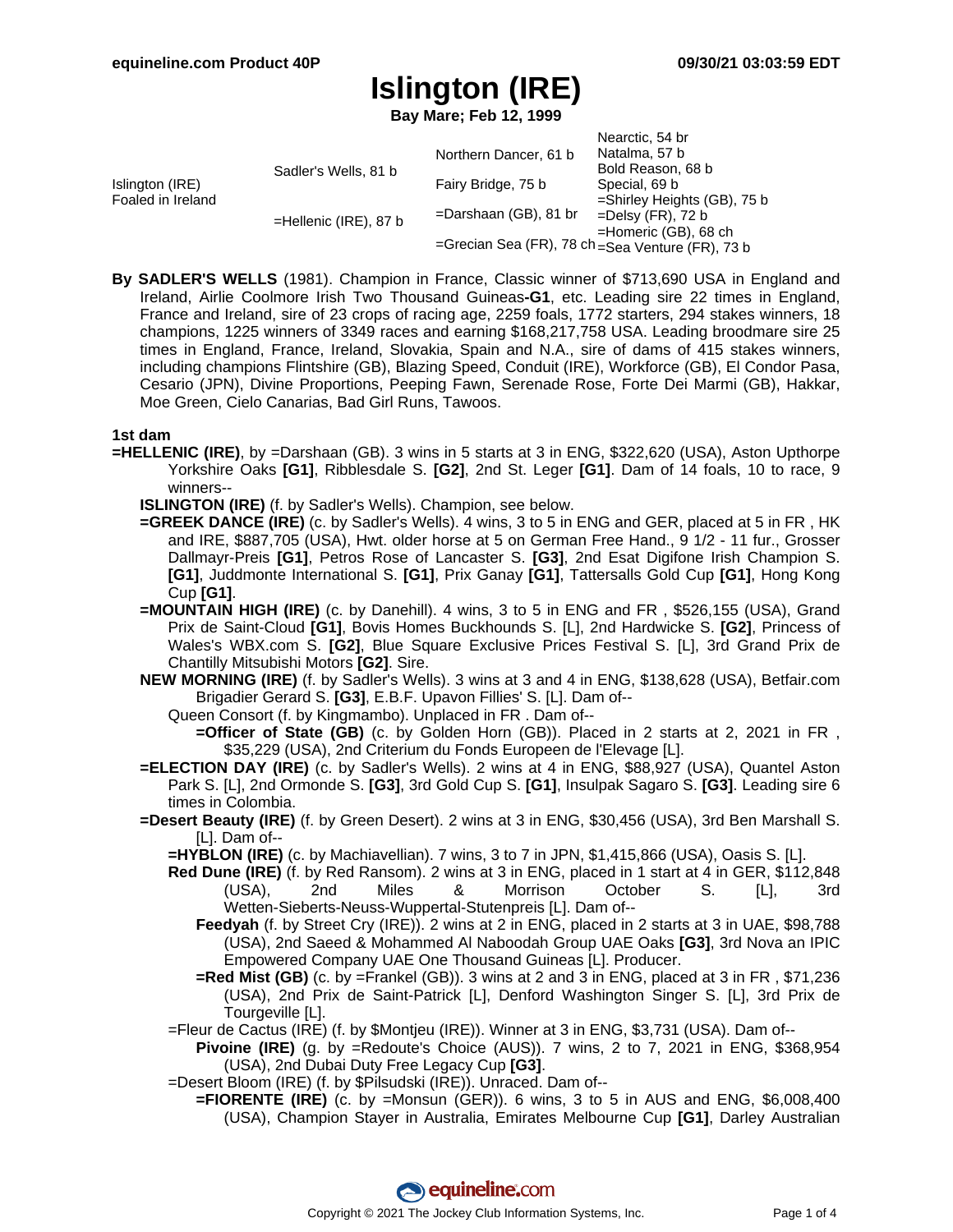# Islington (IRE)

**Bay Mare; Feb 12, 1999**

| | | | |
|---|---|---|---|
| Islington (IRE) Foaled in Ireland | Sadler's Wells, 81 b | Northern Dancer, 61 b | Nearctic, 54 br |
| | | | Natalma, 57 b |
| | | Fairy Bridge, 75 b | Bold Reason, 68 b |
| | | | Special, 69 b |
| | =Hellenic (IRE), 87 b | =Darshaan (GB), 81 br | =Shirley Heights (GB), 75 b |
| | | | =Delsy (FR), 72 b |
| | | =Grecian Sea (FR), 78 ch | =Homeric (GB), 68 ch |
| | | | =Sea Venture (FR), 73 b |

**By SADLER'S WELLS** (1981). Champion in France, Classic winner of $713,690 USA in England and Ireland, Airlie Coolmore Irish Two Thousand Guineas**-G1**, etc. Leading sire 22 times in England, France and Ireland, sire of 23 crops of racing age, 2259 foals, 1772 starters, 294 stakes winners, 18 champions, 1225 winners of 3349 races and earning $168,217,758 USA. Leading broodmare sire 25 times in England, France, Ireland, Slovakia, Spain and N.A., sire of dams of 415 stakes winners, including champions Flintshire (GB), Blazing Speed, Conduit (IRE), Workforce (GB), El Condor Pasa, Cesario (JPN), Divine Proportions, Peeping Fawn, Serenade Rose, Forte Dei Marmi (GB), Hakkar, Moe Green, Cielo Canarias, Bad Girl Runs, Tawoos.

**1st dam**

**=HELLENIC (IRE)**, by =Darshaan (GB). 3 wins in 5 starts at 3 in ENG, $322,620 (USA), Aston Upthorpe Yorkshire Oaks **[G1]**, Ribblesdale S. **[G2]**, 2nd St. Leger **[G1]**. Dam of 14 foals, 10 to race, 9 winners--

- **ISLINGTON (IRE)** (f. by Sadler's Wells). Champion, see below.
- **=GREEK DANCE (IRE)** (c. by Sadler's Wells). 4 wins, 3 to 5 in ENG and GER, placed at 5 in FR , HK and IRE, $887,705 (USA), Hwt. older horse at 5 on German Free Hand., 9 1/2 - 11 fur., Grosser Dallmayr-Preis **[G1]**, Petros Rose of Lancaster S. **[G3]**, 2nd Esat Digifone Irish Champion S. **[G1]**, Juddmonte International S. **[G1]**, Prix Ganay **[G1]**, Tattersalls Gold Cup **[G1]**, Hong Kong Cup **[G1]**.
- **=MOUNTAIN HIGH (IRE)** (c. by Danehill). 4 wins, 3 to 5 in ENG and FR , $526,155 (USA), Grand Prix de Saint-Cloud **[G1]**, Bovis Homes Buckhounds S. [L], 2nd Hardwicke S. **[G2]**, Princess of Wales's WBX.com S. **[G2]**, Blue Square Exclusive Prices Festival S. [L], 3rd Grand Prix de Chantilly Mitsubishi Motors **[G2]**. Sire.
- **NEW MORNING (IRE)** (f. by Sadler's Wells). 3 wins at 3 and 4 in ENG, $138,628 (USA), Betfair.com Brigadier Gerard S. **[G3]**, E.B.F. Upavon Fillies' S. [L]. Dam of--
  - Queen Consort (f. by Kingmambo). Unplaced in FR . Dam of--
    - **=Officer of State (GB)** (c. by Golden Horn (GB)). Placed in 2 starts at 2, 2021 in FR , $35,229 (USA), 2nd Criterium du Fonds Europeen de l'Elevage [L].
- **=ELECTION DAY (IRE)** (c. by Sadler's Wells). 2 wins at 4 in ENG, $88,927 (USA), Quantel Aston Park S. [L], 2nd Ormonde S. **[G3]**, 3rd Gold Cup S. **[G1]**, Insulpak Sagaro S. **[G3]**. Leading sire 6 times in Colombia.
- **=Desert Beauty (IRE)** (f. by Green Desert). 2 wins at 3 in ENG, $30,456 (USA), 3rd Ben Marshall S. [L]. Dam of--
  - **=HYBLON (IRE)** (c. by Machiavellian). 7 wins, 3 to 7 in JPN, $1,415,866 (USA), Oasis S. [L].
  - **Red Dune (IRE)** (f. by Red Ransom). 2 wins at 3 in ENG, placed in 1 start at 4 in GER, $112,848 (USA), 2nd Miles & Morrison October S. [L], 3rd Wetten-Sieberts-Neuss-Wuppertal-Stutenpreis [L]. Dam of--
    - **Feedyah** (f. by Street Cry (IRE)). 2 wins at 2 in ENG, placed in 2 starts at 3 in UAE, $98,788 (USA), 2nd Saeed & Mohammed Al Naboodah Group UAE Oaks **[G3]**, 3rd Nova an IPIC Empowered Company UAE One Thousand Guineas [L]. Producer.
    - **=Red Mist (GB)** (c. by =Frankel (GB)). 3 wins at 2 and 3 in ENG, placed at 3 in FR , $71,236 (USA), 2nd Prix de Saint-Patrick [L], Denford Washington Singer S. [L], 3rd Prix de Tourgeville [L].
  - =Fleur de Cactus (IRE) (f. by $Montjeu (IRE)). Winner at 3 in ENG, $3,731 (USA). Dam of--
    - **Pivoine (IRE)** (g. by =Redoute's Choice (AUS)). 7 wins, 2 to 7, 2021 in ENG, $368,954 (USA), 2nd Dubai Duty Free Legacy Cup **[G3]**.
  - =Desert Bloom (IRE) (f. by $Pilsudski (IRE)). Unraced. Dam of--
    - **=FIORENTE (IRE)** (c. by =Monsun (GER)). 6 wins, 3 to 5 in AUS and ENG, $6,008,400 (USA), Champion Stayer in Australia, Emirates Melbourne Cup **[G1]**, Darley Australian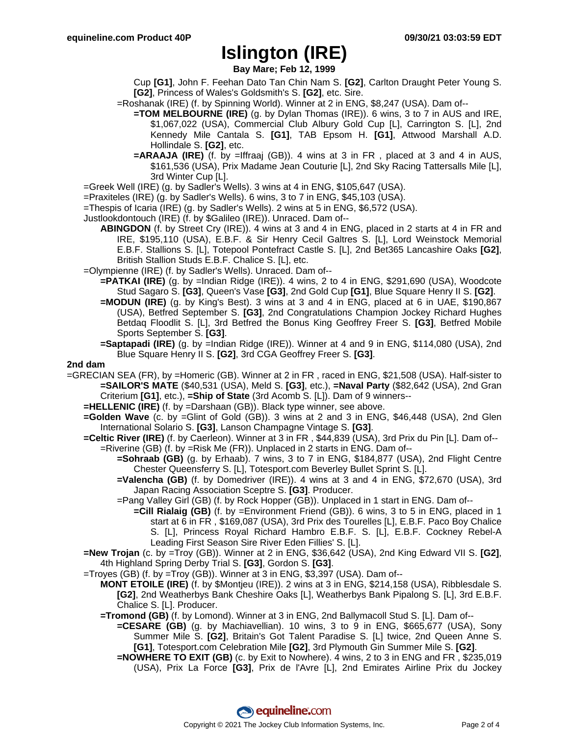# Islington (IRE)

**Bay Mare; Feb 12, 1999**

Cup **[G1]**, John F. Feehan Dato Tan Chin Nam S. **[G2]**, Carlton Draught Peter Young S. **[G2]**, Princess of Wales's Goldsmith's S. **[G2]**, etc. Sire.

=Roshanak (IRE) (f. by Spinning World). Winner at 2 in ENG, $8,247 (USA). Dam of--

**=TOM MELBOURNE (IRE)** (g. by Dylan Thomas (IRE)). 6 wins, 3 to 7 in AUS and IRE, $1,067,022 (USA), Commercial Club Albury Gold Cup [L], Carrington S. [L], 2nd Kennedy Mile Cantala S. **[G1]**, TAB Epsom H. **[G1]**, Attwood Marshall A.D. Hollindale S. **[G2]**, etc.

**=ARAAJA (IRE)** (f. by =Iffraaj (GB)). 4 wins at 3 in FR , placed at 3 and 4 in AUS, $161,536 (USA), Prix Madame Jean Couturie [L], 2nd Sky Racing Tattersalls Mile [L], 3rd Winter Cup [L].

=Greek Well (IRE) (g. by Sadler's Wells). 3 wins at 4 in ENG, $105,647 (USA).

=Praxiteles (IRE) (g. by Sadler's Wells). 6 wins, 3 to 7 in ENG, $45,103 (USA).

=Thespis of Icaria (IRE) (g. by Sadler's Wells). 2 wins at 5 in ENG, $6,572 (USA).

Justlookdontouch (IRE) (f. by $Galileo (IRE)). Unraced. Dam of--

**ABINGDON** (f. by Street Cry (IRE)). 4 wins at 3 and 4 in ENG, placed in 2 starts at 4 in FR and IRE, $195,110 (USA), E.B.F. & Sir Henry Cecil Galtres S. [L], Lord Weinstock Memorial E.B.F. Stallions S. [L], Totepool Pontefract Castle S. [L], 2nd Bet365 Lancashire Oaks **[G2]**, British Stallion Studs E.B.F. Chalice S. [L], etc.

=Olympienne (IRE) (f. by Sadler's Wells). Unraced. Dam of--

**=PATKAI (IRE)** (g. by =Indian Ridge (IRE)). 4 wins, 2 to 4 in ENG, $291,690 (USA), Woodcote Stud Sagaro S. **[G3]**, Queen's Vase **[G3]**, 2nd Gold Cup **[G1]**, Blue Square Henry II S. **[G2]**.

**=MODUN (IRE)** (g. by King's Best). 3 wins at 3 and 4 in ENG, placed at 6 in UAE, $190,867 (USA), Betfred September S. **[G3]**, 2nd Congratulations Champion Jockey Richard Hughes Betdaq Floodlit S. [L], 3rd Betfred the Bonus King Geoffrey Freer S. **[G3]**, Betfred Mobile Sports September S. **[G3]**.

**=Saptapadi (IRE)** (g. by =Indian Ridge (IRE)). Winner at 4 and 9 in ENG, $114,080 (USA), 2nd Blue Square Henry II S. **[G2]**, 3rd CGA Geoffrey Freer S. **[G3]**.

## 2nd dam

=GRECIAN SEA (FR), by =Homeric (GB). Winner at 2 in FR , raced in ENG, $21,508 (USA). Half-sister to **=SAILOR'S MATE** ($40,531 (USA), Meld S. **[G3]**, etc.), **=Naval Party** ($82,642 (USA), 2nd Gran Criterium **[G1]**, etc.), **=Ship of State** (3rd Acomb S. [L]). Dam of 9 winners--

**=HELLENIC (IRE)** (f. by =Darshaan (GB)). Black type winner, see above.

**=Golden Wave** (c. by =Glint of Gold (GB)). 3 wins at 2 and 3 in ENG, $46,448 (USA), 2nd Glen International Solario S. **[G3]**, Lanson Champagne Vintage S. **[G3]**.

**=Celtic River (IRE)** (f. by Caerleon). Winner at 3 in FR , $44,839 (USA), 3rd Prix du Pin [L]. Dam of--

=Riverine (GB) (f. by =Risk Me (FR)). Unplaced in 2 starts in ENG. Dam of--

**=Sohraab (GB)** (g. by Erhaab). 7 wins, 3 to 7 in ENG, $184,877 (USA), 2nd Flight Centre Chester Queensferry S. [L], Totesport.com Beverley Bullet Sprint S. [L].

**=Valencha (GB)** (f. by Domedriver (IRE)). 4 wins at 3 and 4 in ENG, $72,670 (USA), 3rd Japan Racing Association Sceptre S. **[G3]**. Producer.

=Pang Valley Girl (GB) (f. by Rock Hopper (GB)). Unplaced in 1 start in ENG. Dam of--

**=Cill Rialaig (GB)** (f. by =Environment Friend (GB)). 6 wins, 3 to 5 in ENG, placed in 1 start at 6 in FR , $169,087 (USA), 3rd Prix des Tourelles [L], E.B.F. Paco Boy Chalice S. [L], Princess Royal Richard Hambro E.B.F. S. [L], E.B.F. Cockney Rebel-A Leading First Season Sire River Eden Fillies' S. [L].

**=New Trojan** (c. by =Troy (GB)). Winner at 2 in ENG, $36,642 (USA), 2nd King Edward VII S. **[G2]**, 4th Highland Spring Derby Trial S. **[G3]**, Gordon S. **[G3]**.

=Troyes (GB) (f. by =Troy (GB)). Winner at 3 in ENG, $3,397 (USA). Dam of--

**MONT ETOILE (IRE)** (f. by $Montjeu (IRE)). 2 wins at 3 in ENG, $214,158 (USA), Ribblesdale S. **[G2]**, 2nd Weatherbys Bank Cheshire Oaks [L], Weatherbys Bank Pipalong S. [L], 3rd E.B.F. Chalice S. [L]. Producer.

**=Tromond (GB)** (f. by Lomond). Winner at 3 in ENG, 2nd Ballymacoll Stud S. [L]. Dam of--

**=CESARE (GB)** (g. by Machiavellian). 10 wins, 3 to 9 in ENG, $665,677 (USA), Sony Summer Mile S. **[G2]**, Britain's Got Talent Paradise S. [L] twice, 2nd Queen Anne S. **[G1]**, Totesport.com Celebration Mile **[G2]**, 3rd Plymouth Gin Summer Mile S. **[G2]**.

**=NOWHERE TO EXIT (GB)** (c. by Exit to Nowhere). 4 wins, 2 to 3 in ENG and FR , $235,019 (USA), Prix La Force **[G3]**, Prix de l'Avre [L], 2nd Emirates Airline Prix du Jockey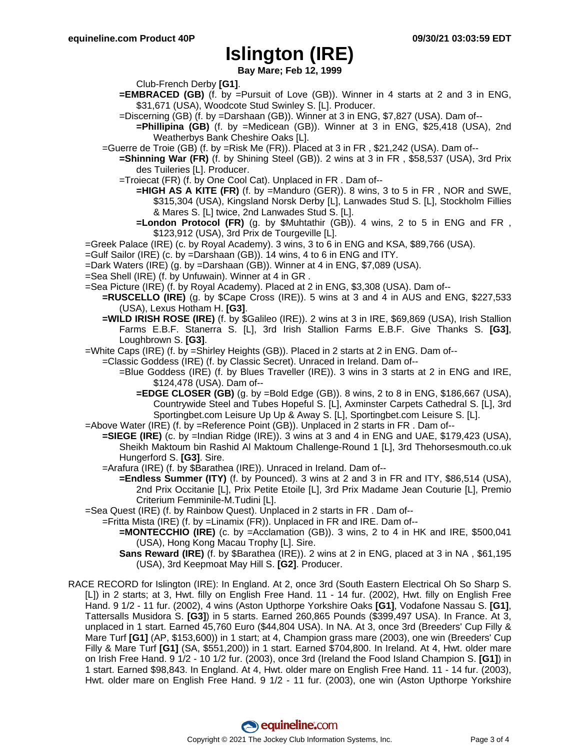# Islington (IRE)

**Bay Mare; Feb 12, 1999**

Club-French Derby **[G1]**.

**=EMBRACED (GB)** (f. by =Pursuit of Love (GB)). Winner in 4 starts at 2 and 3 in ENG, $31,671 (USA), Woodcote Stud Swinley S. [L]. Producer.

=Discerning (GB) (f. by =Darshaan (GB)). Winner at 3 in ENG, $7,827 (USA). Dam of--

**=Phillipina (GB)** (f. by =Medicean (GB)). Winner at 3 in ENG, $25,418 (USA), 2nd Weatherbys Bank Cheshire Oaks [L].

=Guerre de Troie (GB) (f. by =Risk Me (FR)). Placed at 3 in FR , $21,242 (USA). Dam of--

**=Shinning War (FR)** (f. by Shining Steel (GB)). 2 wins at 3 in FR , $58,537 (USA), 3rd Prix des Tuileries [L]. Producer.

=Troiecat (FR) (f. by One Cool Cat). Unplaced in FR . Dam of--

**=HIGH AS A KITE (FR)** (f. by =Manduro (GER)). 8 wins, 3 to 5 in FR , NOR and SWE, $315,304 (USA), Kingsland Norsk Derby [L], Lanwades Stud S. [L], Stockholm Fillies & Mares S. [L] twice, 2nd Lanwades Stud S. [L].

**=London Protocol (FR)** (g. by $Muhtathir (GB)). 4 wins, 2 to 5 in ENG and FR , $123,912 (USA), 3rd Prix de Tourgeville [L].

=Greek Palace (IRE) (c. by Royal Academy). 3 wins, 3 to 6 in ENG and KSA, $89,766 (USA).

=Gulf Sailor (IRE) (c. by =Darshaan (GB)). 14 wins, 4 to 6 in ENG and ITY.

=Dark Waters (IRE) (g. by =Darshaan (GB)). Winner at 4 in ENG, $7,089 (USA).

=Sea Shell (IRE) (f. by Unfuwain). Winner at 4 in GR .

=Sea Picture (IRE) (f. by Royal Academy). Placed at 2 in ENG, $3,308 (USA). Dam of--

**=RUSCELLO (IRE)** (g. by $Cape Cross (IRE)). 5 wins at 3 and 4 in AUS and ENG, $227,533 (USA), Lexus Hotham H. **[G3]**.

**=WILD IRISH ROSE (IRE)** (f. by $Galileo (IRE)). 2 wins at 3 in IRE, $69,869 (USA), Irish Stallion Farms E.B.F. Stanerra S. [L], 3rd Irish Stallion Farms E.B.F. Give Thanks S. **[G3]**, Loughbrown S. **[G3]**.

=White Caps (IRE) (f. by =Shirley Heights (GB)). Placed in 2 starts at 2 in ENG. Dam of--

=Classic Goddess (IRE) (f. by Classic Secret). Unraced in Ireland. Dam of--

=Blue Goddess (IRE) (f. by Blues Traveller (IRE)). 3 wins in 3 starts at 2 in ENG and IRE, $124,478 (USA). Dam of--

**=EDGE CLOSER (GB)** (g. by =Bold Edge (GB)). 8 wins, 2 to 8 in ENG, $186,667 (USA), Countrywide Steel and Tubes Hopeful S. [L], Axminster Carpets Cathedral S. [L], 3rd Sportingbet.com Leisure Up Up & Away S. [L], Sportingbet.com Leisure S. [L].

=Above Water (IRE) (f. by =Reference Point (GB)). Unplaced in 2 starts in FR . Dam of--

**=SIEGE (IRE)** (c. by =Indian Ridge (IRE)). 3 wins at 3 and 4 in ENG and UAE, $179,423 (USA), Sheikh Maktoum bin Rashid Al Maktoum Challenge-Round 1 [L], 3rd Thehorsesmouth.co.uk Hungerford S. **[G3]**. Sire.

=Arafura (IRE) (f. by $Barathea (IRE)). Unraced in Ireland. Dam of--

**=Endless Summer (ITY)** (f. by Pounced). 3 wins at 2 and 3 in FR and ITY, $86,514 (USA), 2nd Prix Occitanie [L], Prix Petite Etoile [L], 3rd Prix Madame Jean Couturie [L], Premio Criterium Femminile-M.Tudini [L].

=Sea Quest (IRE) (f. by Rainbow Quest). Unplaced in 2 starts in FR . Dam of--

=Fritta Mista (IRE) (f. by =Linamix (FR)). Unplaced in FR and IRE. Dam of--

**=MONTECCHIO (IRE)** (c. by =Acclamation (GB)). 3 wins, 2 to 4 in HK and IRE, $500,041 (USA), Hong Kong Macau Trophy [L]. Sire.

**Sans Reward (IRE)** (f. by $Barathea (IRE)). 2 wins at 2 in ENG, placed at 3 in NA , $61,195 (USA), 3rd Keepmoat May Hill S. **[G2]**. Producer.

RACE RECORD for Islington (IRE): In England. At 2, once 3rd (South Eastern Electrical Oh So Sharp S. [L]) in 2 starts; at 3, Hwt. filly on English Free Hand. 11 - 14 fur. (2002), Hwt. filly on English Free Hand. 9 1/2 - 11 fur. (2002), 4 wins (Aston Upthorpe Yorkshire Oaks **[G1]**, Vodafone Nassau S. **[G1]**, Tattersalls Musidora S. **[G3]**) in 5 starts. Earned 260,865 Pounds ($399,497 USA). In France. At 3, unplaced in 1 start. Earned 45,760 Euro ($44,804 USA). In NA. At 3, once 3rd (Breeders' Cup Filly & Mare Turf **[G1]** (AP, $153,600)) in 1 start; at 4, Champion grass mare (2003), one win (Breeders' Cup Filly & Mare Turf **[G1]** (SA, $551,200)) in 1 start. Earned $704,800. In Ireland. At 4, Hwt. older mare on Irish Free Hand. 9 1/2 - 10 1/2 fur. (2003), once 3rd (Ireland the Food Island Champion S. **[G1]**) in 1 start. Earned $98,843. In England. At 4, Hwt. older mare on English Free Hand. 11 - 14 fur. (2003), Hwt. older mare on English Free Hand. 9 1/2 - 11 fur. (2003), one win (Aston Upthorpe Yorkshire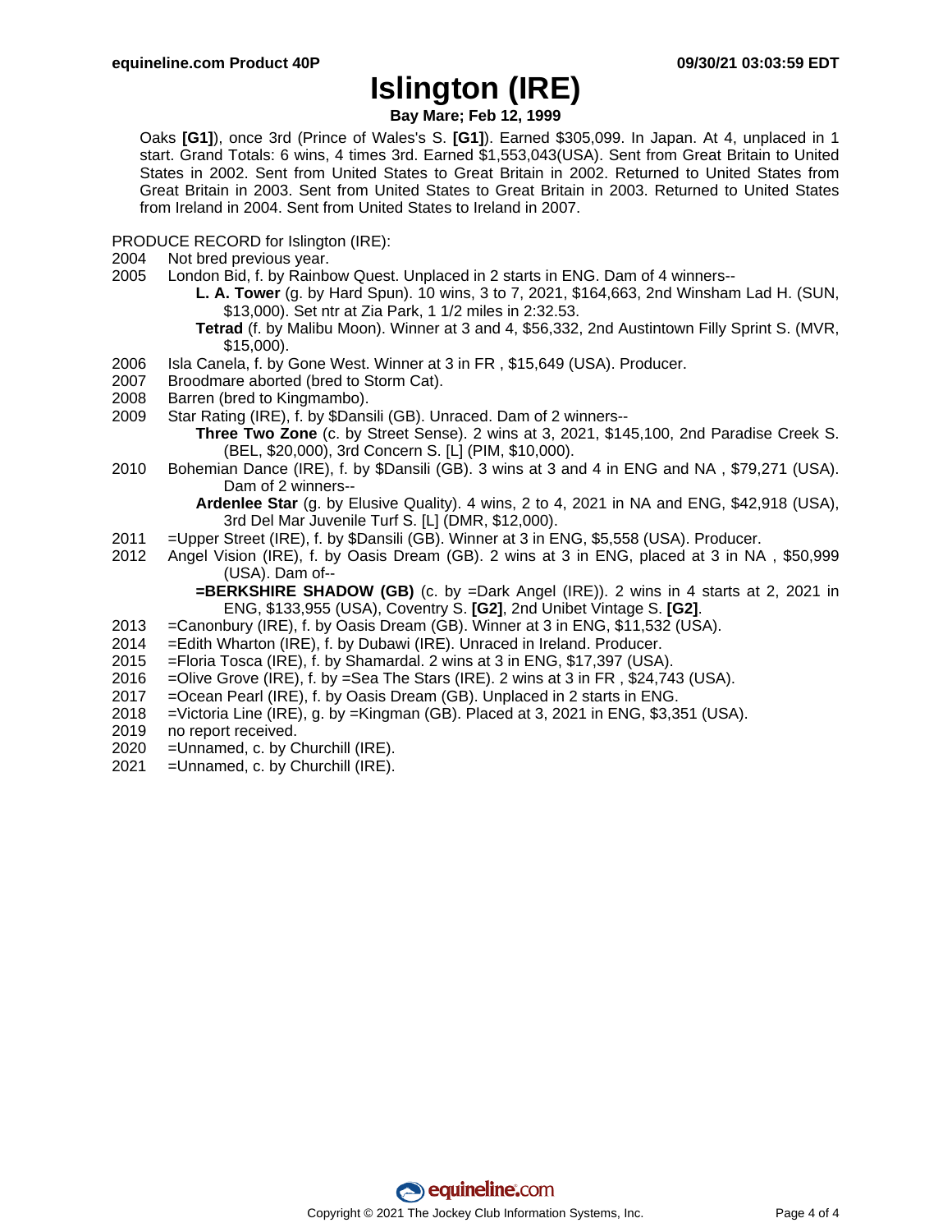# Islington (IRE)

**Bay Mare; Feb 12, 1999**

Oaks **[G1]**), once 3rd (Prince of Wales's S. **[G1]**). Earned $305,099. In Japan. At 4, unplaced in 1 start. Grand Totals: 6 wins, 4 times 3rd. Earned $1,553,043(USA). Sent from Great Britain to United States in 2002. Sent from United States to Great Britain in 2002. Returned to United States from Great Britain in 2003. Sent from United States to Great Britain in 2003. Returned to United States from Ireland in 2004. Sent from United States to Ireland in 2007.

PRODUCE RECORD for Islington (IRE):

2004 Not bred previous year.

2005 London Bid, f. by Rainbow Quest. Unplaced in 2 starts in ENG. Dam of 4 winners--

- **L. A. Tower** (g. by Hard Spun). 10 wins, 3 to 7, 2021, $164,663, 2nd Winsham Lad H. (SUN, $13,000). Set ntr at Zia Park, 1 1/2 miles in 2:32.53.
- **Tetrad** (f. by Malibu Moon). Winner at 3 and 4, $56,332, 2nd Austintown Filly Sprint S. (MVR, $15,000).

2006 Isla Canela, f. by Gone West. Winner at 3 in FR , $15,649 (USA). Producer.

2007 Broodmare aborted (bred to Storm Cat).

2008 Barren (bred to Kingmambo).

2009 Star Rating (IRE), f. by $Dansili (GB). Unraced. Dam of 2 winners--

- **Three Two Zone** (c. by Street Sense). 2 wins at 3, 2021, $145,100, 2nd Paradise Creek S. (BEL, $20,000), 3rd Concern S. [L] (PIM, $10,000).

2010 Bohemian Dance (IRE), f. by $Dansili (GB). 3 wins at 3 and 4 in ENG and NA , $79,271 (USA). Dam of 2 winners--

- **Ardenlee Star** (g. by Elusive Quality). 4 wins, 2 to 4, 2021 in NA and ENG, $42,918 (USA), 3rd Del Mar Juvenile Turf S. [L] (DMR, $12,000).

2011 =Upper Street (IRE), f. by $Dansili (GB). Winner at 3 in ENG, $5,558 (USA). Producer.

2012 Angel Vision (IRE), f. by Oasis Dream (GB). 2 wins at 3 in ENG, placed at 3 in NA , $50,999 (USA). Dam of--

- **=BERKSHIRE SHADOW (GB)** (c. by =Dark Angel (IRE)). 2 wins in 4 starts at 2, 2021 in ENG, $133,955 (USA), Coventry S. **[G2]**, 2nd Unibet Vintage S. **[G2]**.

2013 =Canonbury (IRE), f. by Oasis Dream (GB). Winner at 3 in ENG, $11,532 (USA).

2014 =Edith Wharton (IRE), f. by Dubawi (IRE). Unraced in Ireland. Producer.

2015 =Floria Tosca (IRE), f. by Shamardal. 2 wins at 3 in ENG, $17,397 (USA).

2016 =Olive Grove (IRE), f. by =Sea The Stars (IRE). 2 wins at 3 in FR , $24,743 (USA).

2017 =Ocean Pearl (IRE), f. by Oasis Dream (GB). Unplaced in 2 starts in ENG.

2018 =Victoria Line (IRE), g. by =Kingman (GB). Placed at 3, 2021 in ENG, $3,351 (USA).

2019 no report received.

2020 =Unnamed, c. by Churchill (IRE).

2021 =Unnamed, c. by Churchill (IRE).